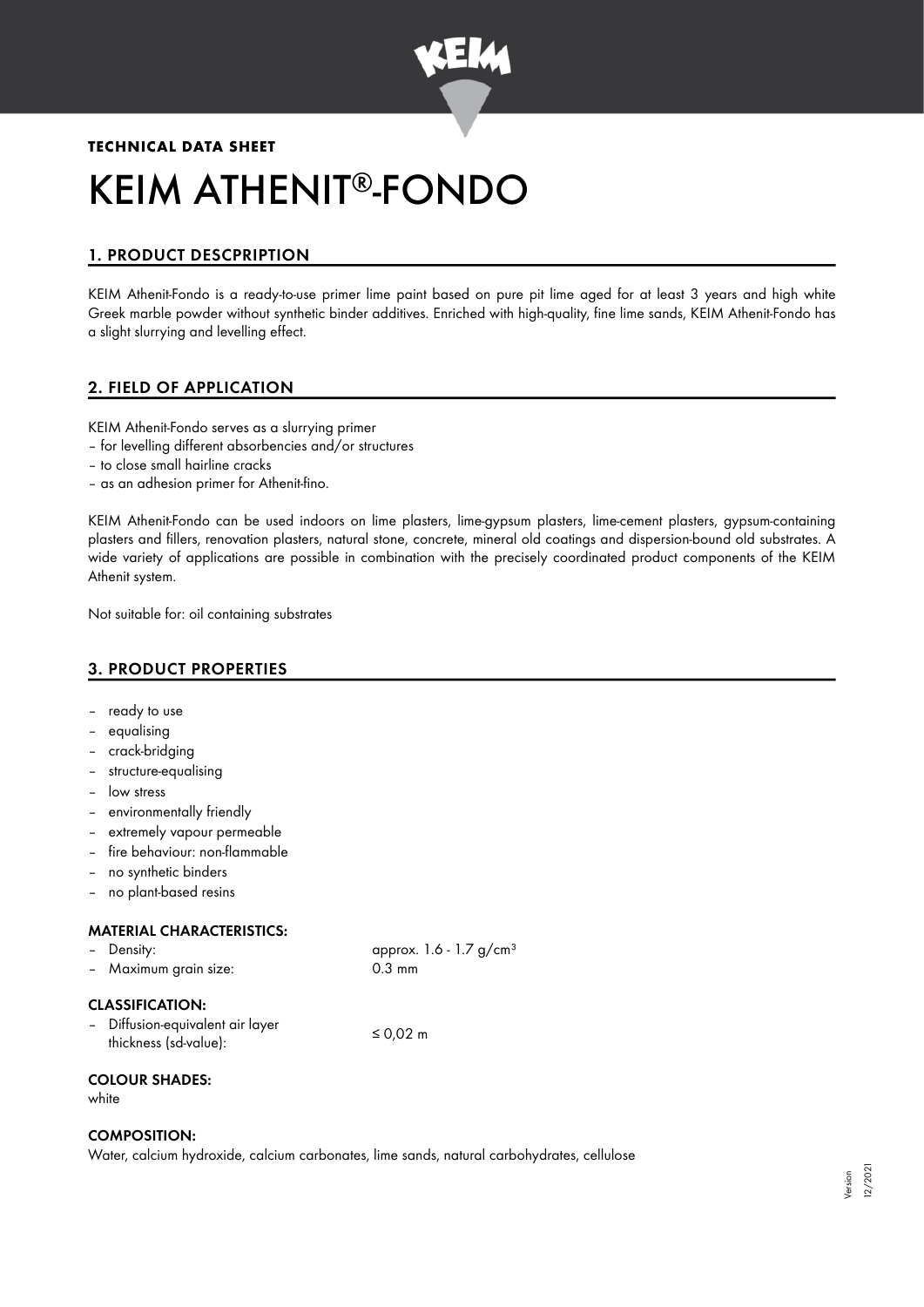**TECHNICAL DATA SHEET**

# KEIM ATHENIT®-FONDO

## 1. PRODUCT DESCPRIPTION

KEIM Athenit-Fondo is a ready-to-use primer lime paint based on pure pit lime aged for at least 3 years and high white Greek marble powder without synthetic binder additives. Enriched with high-quality, fine lime sands, KEIM Athenit-Fondo has a slight slurrying and levelling effect.

## 2. FIELD OF APPLICATION

KEIM Athenit-Fondo serves as a slurrying primer
– for levelling different absorbencies and/or structures
– to close small hairline cracks
– as an adhesion primer for Athenit-fino.

KEIM Athenit-Fondo can be used indoors on lime plasters, lime-gypsum plasters, lime-cement plasters, gypsum-containing plasters and fillers, renovation plasters, natural stone, concrete, mineral old coatings and dispersion-bound old substrates. A wide variety of applications are possible in combination with the precisely coordinated product components of the KEIM Athenit system.

Not suitable for: oil containing substrates

## 3. PRODUCT PROPERTIES

- ready to use
- equalising
- crack-bridging
- structure-equalising
- low stress
- environmentally friendly
- extremely vapour permeable
- fire behaviour: non-flammable
- no synthetic binders
- no plant-based resins

### MATERIAL CHARACTERISTICS:

| | |
|---|---|
| – Density: | approx. 1.6 - 1.7 g/cm³ |
| – Maximum grain size: | 0.3 mm |

### CLASSIFICATION:

| | |
|---|---|
| – Diffusion-equivalent air layer thickness (sd-value): | ≤ 0,02 m |

### COLOUR SHADES:

white

### COMPOSITION:

Water, calcium hydroxide, calcium carbonates, lime sands, natural carbohydrates, cellulose

Version 12/2021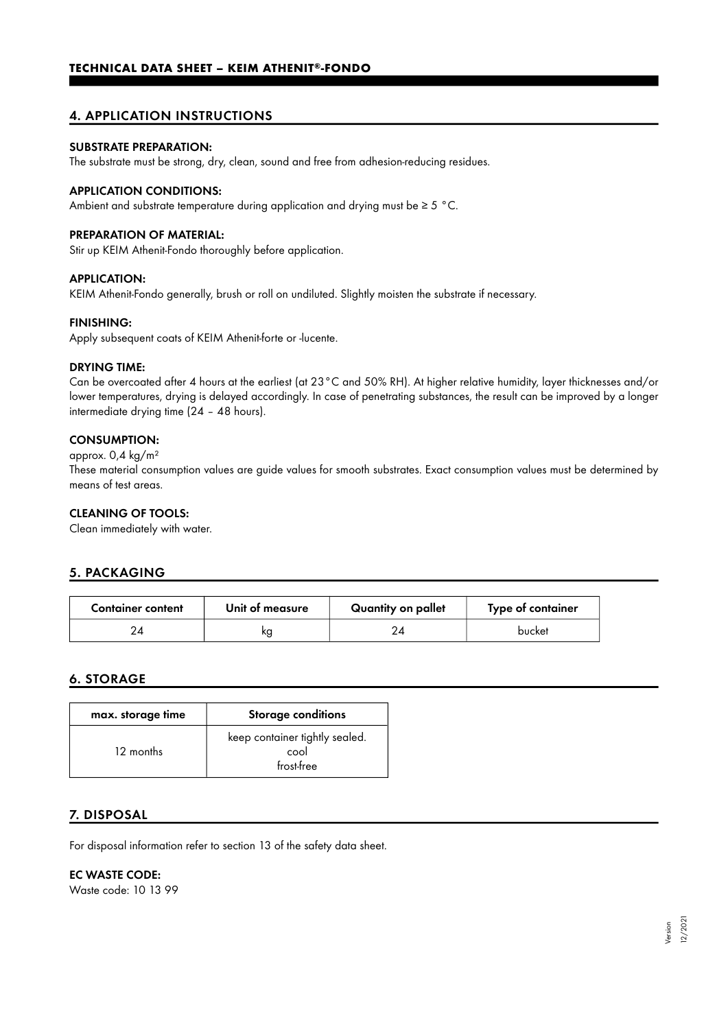## 4. APPLICATION INSTRUCTIONS

**SUBSTRATE PREPARATION:**
The substrate must be strong, dry, clean, sound and free from adhesion-reducing residues.

**APPLICATION CONDITIONS:**
Ambient and substrate temperature during application and drying must be ≥ 5 °C.

**PREPARATION OF MATERIAL:**
Stir up KEIM Athenit-Fondo thoroughly before application.

**APPLICATION:**
KEIM Athenit-Fondo generally, brush or roll on undiluted. Slightly moisten the substrate if necessary.

**FINISHING:**
Apply subsequent coats of KEIM Athenit-forte or -lucente.

**DRYING TIME:**
Can be overcoated after 4 hours at the earliest (at 23°C and 50% RH). At higher relative humidity, layer thicknesses and/or lower temperatures, drying is delayed accordingly. In case of penetrating substances, the result can be improved by a longer intermediate drying time (24 – 48 hours).

**CONSUMPTION:**
approx. 0,4 kg/m²
These material consumption values are guide values for smooth substrates. Exact consumption values must be determined by means of test areas.

**CLEANING OF TOOLS:**
Clean immediately with water.

## 5. PACKAGING

| Container content | Unit of measure | Quantity on pallet | Type of container |
|---|---|---|---|
| 24 | kg | 24 | bucket |

## 6. STORAGE

| max. storage time | Storage conditions |
|---|---|
| 12 months | keep container tightly sealed. cool frost-free |

## 7. DISPOSAL

For disposal information refer to section 13 of the safety data sheet.

**EC WASTE CODE:**
Waste code: 10 13 99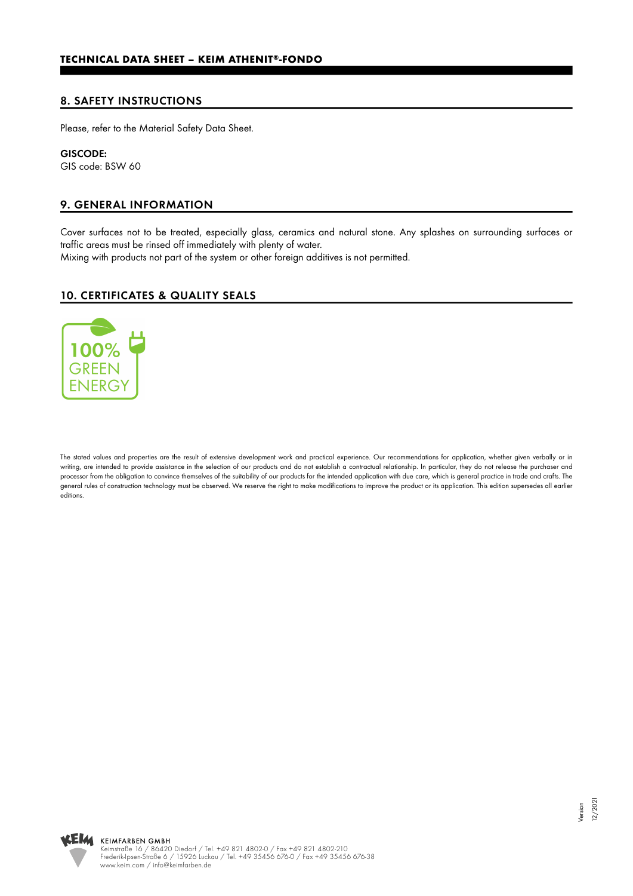## 8. SAFETY INSTRUCTIONS

Please, refer to the Material Safety Data Sheet.

**GISCODE:**
GIS code: BSW 60

## 9. GENERAL INFORMATION

Cover surfaces not to be treated, especially glass, ceramics and natural stone. Any splashes on surrounding surfaces or traffic areas must be rinsed off immediately with plenty of water.
Mixing with products not part of the system or other foreign additives is not permitted.

## 10. CERTIFICATES & QUALITY SEALS

100% GREEN ENERGY

The stated values and properties are the result of extensive development work and practical experience. Our recommendations for application, whether given verbally or in writing, are intended to provide assistance in the selection of our products and do not establish a contractual relationship. In particular, they do not release the purchaser and processor from the obligation to convince themselves of the suitability of our products for the intended application with due care, which is general practice in trade and crafts. The general rules of construction technology must be observed. We reserve the right to make modifications to improve the product or its application. This edition supersedes all earlier editions.

**KEIMFARBEN GMBH**
Keimstraße 16 / 86420 Diedorf / Tel. +49 821 4802-0 / Fax +49 821 4802-210
Frederik-Ipsen-Straße 6 / 15926 Luckau / Tel. +49 35456 676-0 / Fax +49 35456 676-38
www.keim.com / info@keimfarben.de

Version 12/2021